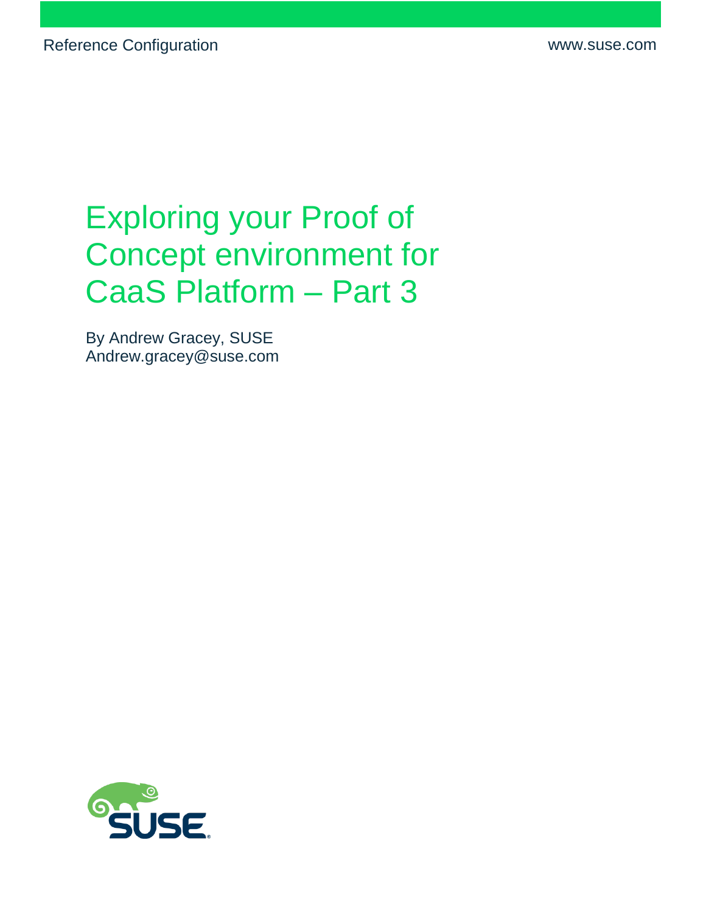Reference Configuration

www.suse.com

# Exploring your Proof of Concept environment for CaaS Platform – Part 3

By Andrew Gracey, SUSE
Andrew.gracey@suse.com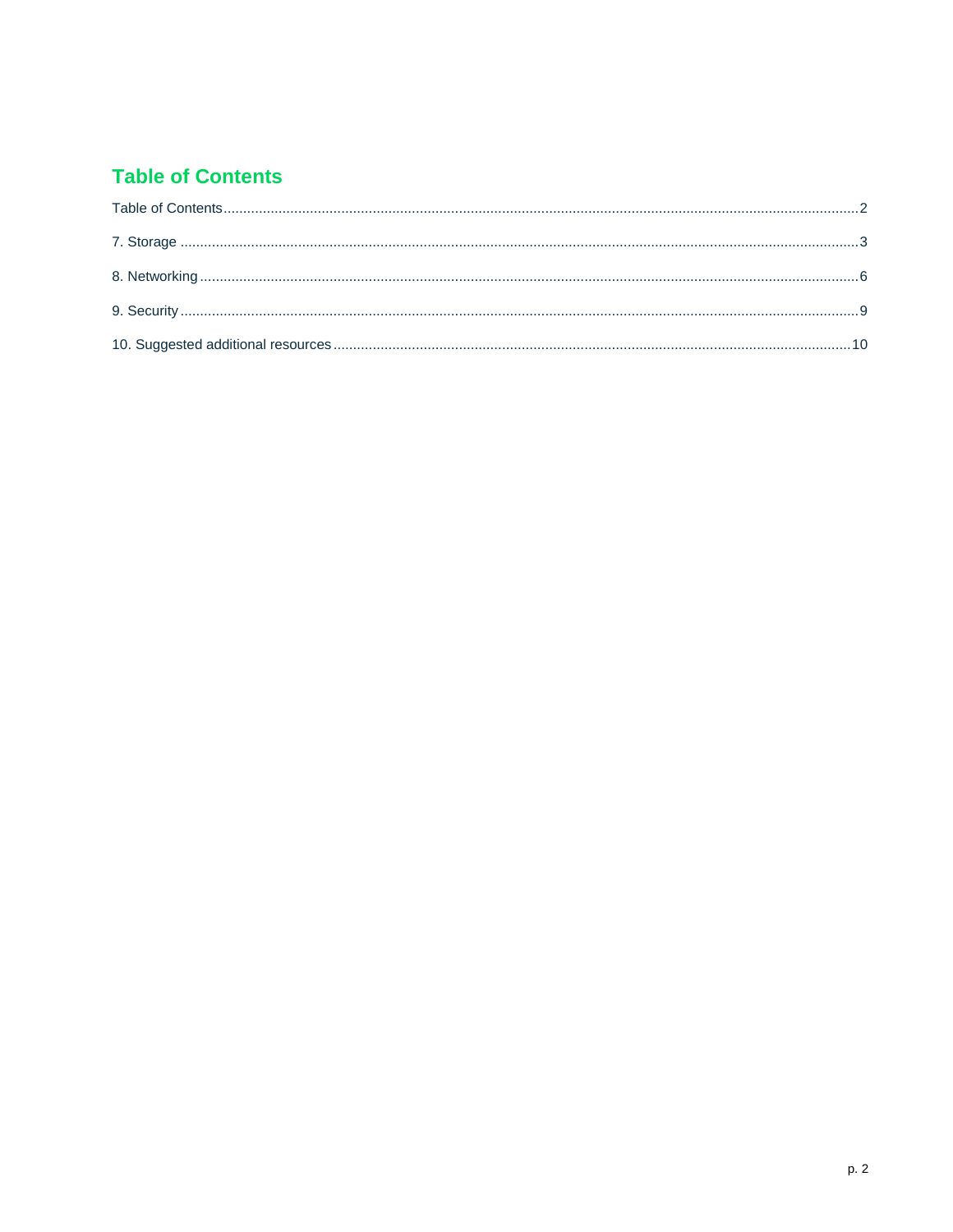# Table of Contents

Table of Contents........................................................................................................................................2

7. Storage ....................................................................................................................................................3

8. Networking ..............................................................................................................................................6

9. Security ...................................................................................................................................................9

10. Suggested additional resources .........................................................................................................10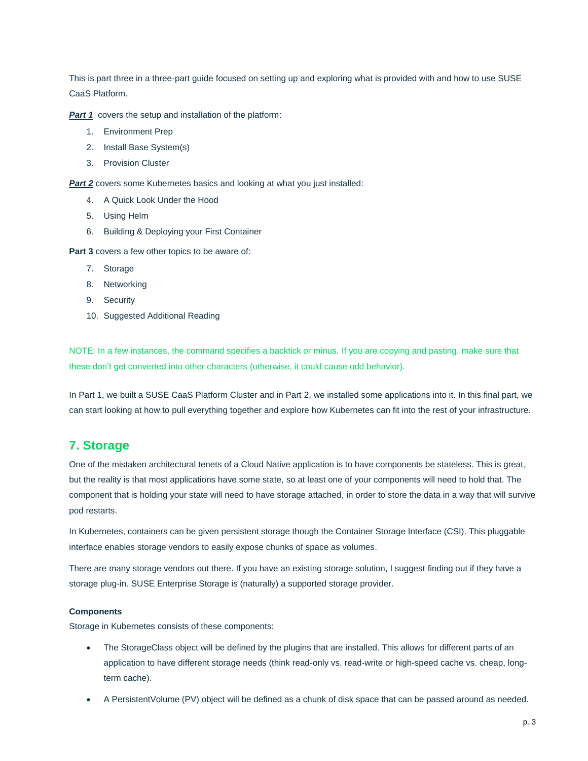This is part three in a three-part guide focused on setting up and exploring what is provided with and how to use SUSE CaaS Platform.

***Part 1*** covers the setup and installation of the platform:

1. Environment Prep
2. Install Base System(s)
3. Provision Cluster

***Part 2*** covers some Kubernetes basics and looking at what you just installed:

4. A Quick Look Under the Hood
5. Using Helm
6. Building & Deploying your First Container

**Part 3** covers a few other topics to be aware of:

7. Storage
8. Networking
9. Security
10. Suggested Additional Reading

NOTE: In a few instances, the command specifies a backtick or minus. If you are copying and pasting, make sure that these don't get converted into other characters (otherwise, it could cause odd behavior).

In Part 1, we built a SUSE CaaS Platform Cluster and in Part 2, we installed some applications into it. In this final part, we can start looking at how to pull everything together and explore how Kubernetes can fit into the rest of your infrastructure.

## 7. Storage

One of the mistaken architectural tenets of a Cloud Native application is to have components be stateless. This is great, but the reality is that most applications have some state, so at least one of your components will need to hold that. The component that is holding your state will need to have storage attached, in order to store the data in a way that will survive pod restarts.

In Kubernetes, containers can be given persistent storage though the Container Storage Interface (CSI). This pluggable interface enables storage vendors to easily expose chunks of space as volumes.

There are many storage vendors out there. If you have an existing storage solution, I suggest finding out if they have a storage plug-in. SUSE Enterprise Storage is (naturally) a supported storage provider.

#### Components

Storage in Kubernetes consists of these components:

- The StorageClass object will be defined by the plugins that are installed. This allows for different parts of an application to have different storage needs (think read-only vs. read-write or high-speed cache vs. cheap, long-term cache).
- A PersistentVolume (PV) object will be defined as a chunk of disk space that can be passed around as needed.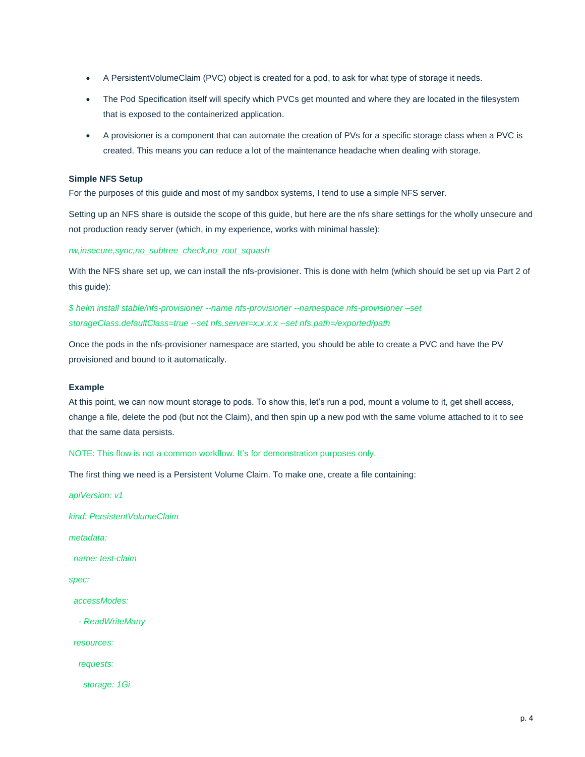- A PersistentVolumeClaim (PVC) object is created for a pod, to ask for what type of storage it needs.
- The Pod Specification itself will specify which PVCs get mounted and where they are located in the filesystem that is exposed to the containerized application.
- A provisioner is a component that can automate the creation of PVs for a specific storage class when a PVC is created. This means you can reduce a lot of the maintenance headache when dealing with storage.

**Simple NFS Setup**

For the purposes of this guide and most of my sandbox systems, I tend to use a simple NFS server.

Setting up an NFS share is outside the scope of this guide, but here are the nfs share settings for the wholly unsecure and not production ready server (which, in my experience, works with minimal hassle):

```
rw,insecure,sync,no_subtree_check,no_root_squash
```

With the NFS share set up, we can install the nfs-provisioner. This is done with helm (which should be set up via Part 2 of this guide):

```
$ helm install stable/nfs-provisioner --name nfs-provisioner --namespace nfs-provisioner –set storageClass.defaultClass=true --set nfs.server=x.x.x.x --set nfs.path=/exported/path
```

Once the pods in the nfs-provisioner namespace are started, you should be able to create a PVC and have the PV provisioned and bound to it automatically.

**Example**

At this point, we can now mount storage to pods. To show this, let's run a pod, mount a volume to it, get shell access, change a file, delete the pod (but not the Claim), and then spin up a new pod with the same volume attached to it to see that the same data persists.

NOTE: This flow is not a common workflow. It's for demonstration purposes only.

The first thing we need is a Persistent Volume Claim. To make one, create a file containing:

```
apiVersion: v1
kind: PersistentVolumeClaim
metadata:
  name: test-claim
spec:
  accessModes:
    - ReadWriteMany
  resources:
    requests:
      storage: 1Gi
```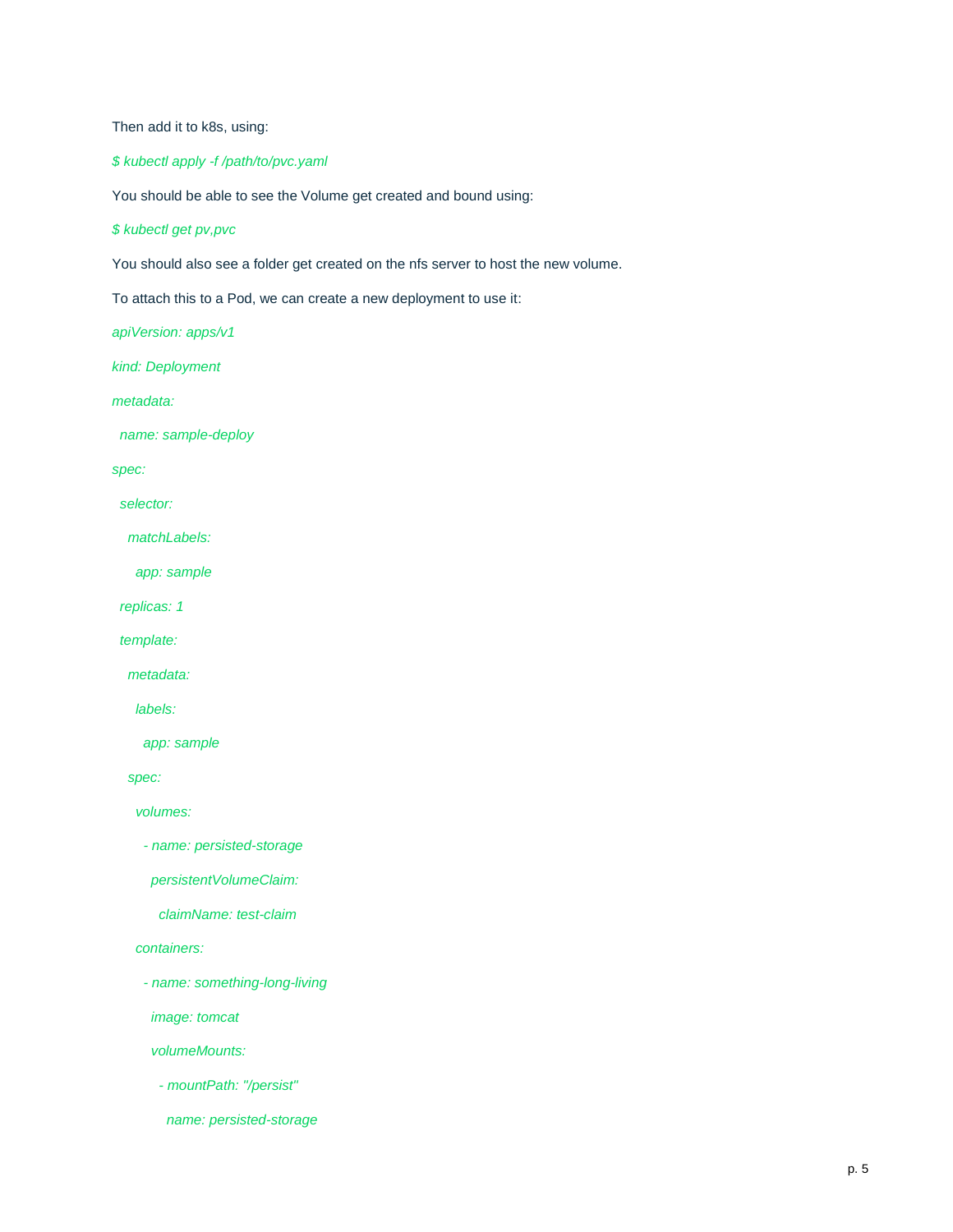Then add it to k8s, using:

```
$ kubectl apply -f /path/to/pvc.yaml
```

You should be able to see the Volume get created and bound using:

```
$ kubectl get pv,pvc
```

You should also see a folder get created on the nfs server to host the new volume.

To attach this to a Pod, we can create a new deployment to use it:

```yaml
apiVersion: apps/v1
kind: Deployment
metadata:
  name: sample-deploy
spec:
  selector:
    matchLabels:
      app: sample
  replicas: 1
  template:
    metadata:
      labels:
        app: sample
    spec:
      volumes:
        - name: persisted-storage
          persistentVolumeClaim:
            claimName: test-claim
      containers:
        - name: something-long-living
          image: tomcat
          volumeMounts:
            - mountPath: "/persist"
              name: persisted-storage
```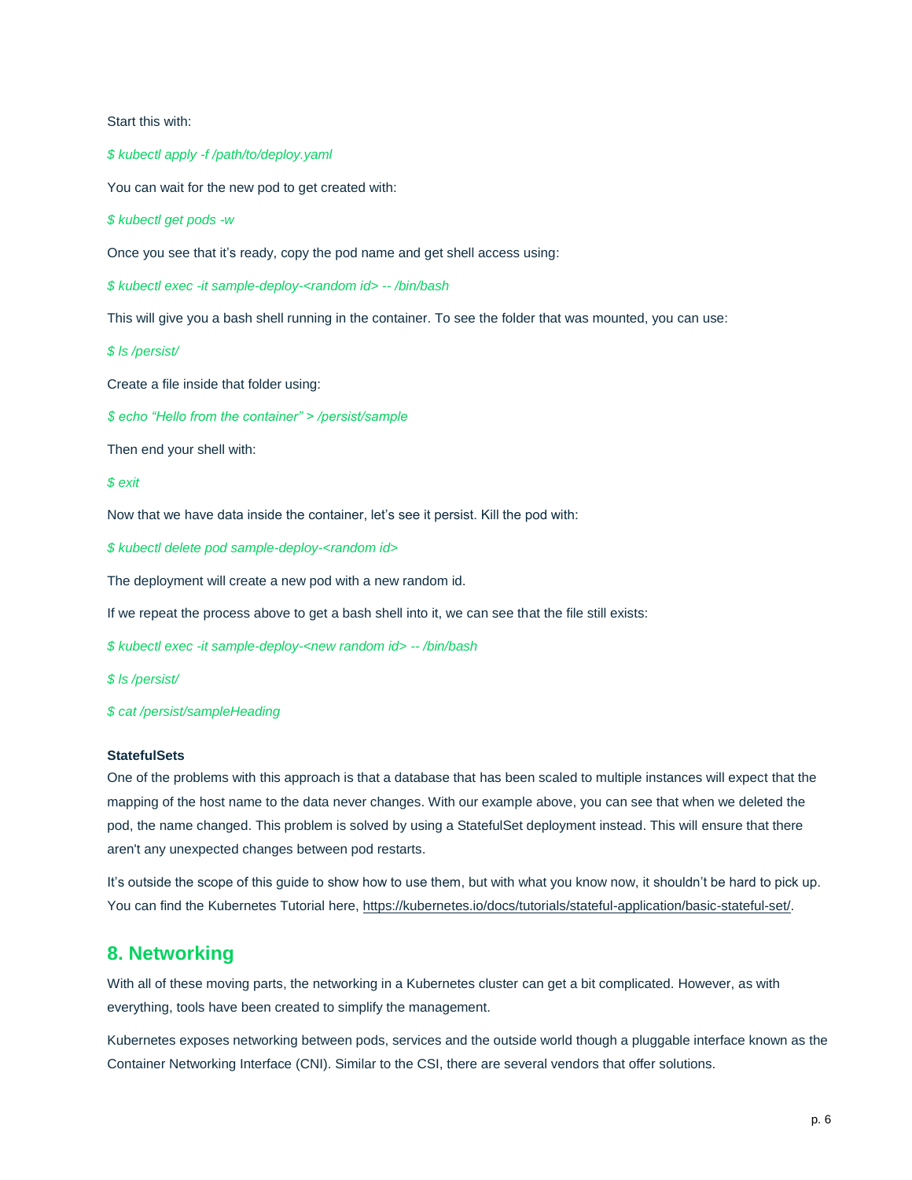Start this with:

*$ kubectl apply -f /path/to/deploy.yaml*

You can wait for the new pod to get created with:

*$ kubectl get pods -w*

Once you see that it's ready, copy the pod name and get shell access using:

*$ kubectl exec -it sample-deploy-<random id> -- /bin/bash*

This will give you a bash shell running in the container. To see the folder that was mounted, you can use:

*$ ls /persist/*

Create a file inside that folder using:

*$ echo "Hello from the container" > /persist/sample*

Then end your shell with:

*$ exit*

Now that we have data inside the container, let's see it persist. Kill the pod with:

*$ kubectl delete pod sample-deploy-<random id>*

The deployment will create a new pod with a new random id.

If we repeat the process above to get a bash shell into it, we can see that the file still exists:

*$ kubectl exec -it sample-deploy-<new random id> -- /bin/bash*

*$ ls /persist/*

*$ cat /persist/sampleHeading*

**StatefulSets**

One of the problems with this approach is that a database that has been scaled to multiple instances will expect that the mapping of the host name to the data never changes. With our example above, you can see that when we deleted the pod, the name changed. This problem is solved by using a StatefulSet deployment instead. This will ensure that there aren't any unexpected changes between pod restarts.

It's outside the scope of this guide to show how to use them, but with what you know now, it shouldn't be hard to pick up. You can find the Kubernetes Tutorial here, https://kubernetes.io/docs/tutorials/stateful-application/basic-stateful-set/.

## 8. Networking

With all of these moving parts, the networking in a Kubernetes cluster can get a bit complicated. However, as with everything, tools have been created to simplify the management.

Kubernetes exposes networking between pods, services and the outside world though a pluggable interface known as the Container Networking Interface (CNI). Similar to the CSI, there are several vendors that offer solutions.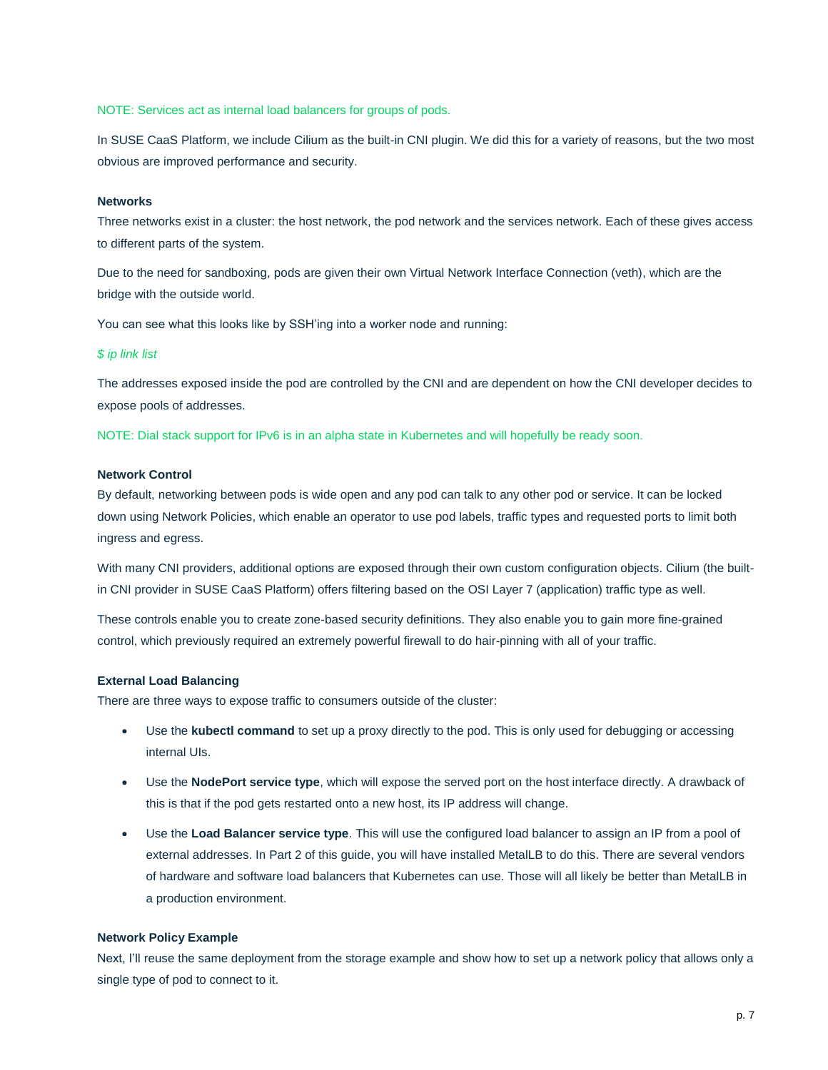NOTE: Services act as internal load balancers for groups of pods.

In SUSE CaaS Platform, we include Cilium as the built-in CNI plugin. We did this for a variety of reasons, but the two most obvious are improved performance and security.

**Networks**

Three networks exist in a cluster: the host network, the pod network and the services network. Each of these gives access to different parts of the system.

Due to the need for sandboxing, pods are given their own Virtual Network Interface Connection (veth), which are the bridge with the outside world.

You can see what this looks like by SSH'ing into a worker node and running:

*$ ip link list*

The addresses exposed inside the pod are controlled by the CNI and are dependent on how the CNI developer decides to expose pools of addresses.

NOTE: Dial stack support for IPv6 is in an alpha state in Kubernetes and will hopefully be ready soon.

**Network Control**

By default, networking between pods is wide open and any pod can talk to any other pod or service. It can be locked down using Network Policies, which enable an operator to use pod labels, traffic types and requested ports to limit both ingress and egress.

With many CNI providers, additional options are exposed through their own custom configuration objects. Cilium (the built-in CNI provider in SUSE CaaS Platform) offers filtering based on the OSI Layer 7 (application) traffic type as well.

These controls enable you to create zone-based security definitions. They also enable you to gain more fine-grained control, which previously required an extremely powerful firewall to do hair-pinning with all of your traffic.

**External Load Balancing**

There are three ways to expose traffic to consumers outside of the cluster:

- Use the **kubectl command** to set up a proxy directly to the pod. This is only used for debugging or accessing internal UIs.
- Use the **NodePort service type**, which will expose the served port on the host interface directly. A drawback of this is that if the pod gets restarted onto a new host, its IP address will change.
- Use the **Load Balancer service type**. This will use the configured load balancer to assign an IP from a pool of external addresses. In Part 2 of this guide, you will have installed MetalLB to do this. There are several vendors of hardware and software load balancers that Kubernetes can use. Those will all likely be better than MetalLB in a production environment.

**Network Policy Example**

Next, I'll reuse the same deployment from the storage example and show how to set up a network policy that allows only a single type of pod to connect to it.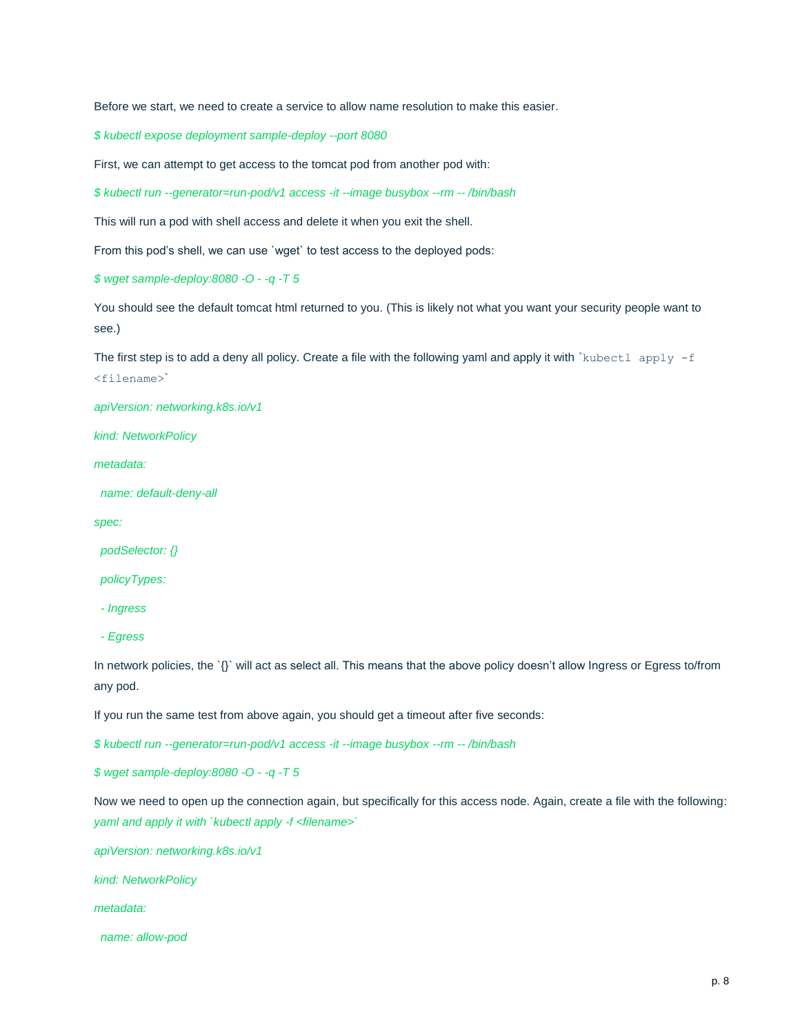Before we start, we need to create a service to allow name resolution to make this easier.

```
$ kubectl expose deployment sample-deploy --port 8080
```

First, we can attempt to get access to the tomcat pod from another pod with:

```
$ kubectl run --generator=run-pod/v1 access -it --image busybox --rm -- /bin/bash
```

This will run a pod with shell access and delete it when you exit the shell.

From this pod's shell, we can use `wget` to test access to the deployed pods:

```
$ wget sample-deploy:8080 -O - -q -T 5
```

You should see the default tomcat html returned to you. (This is likely not what you want your security people want to see.)

The first step is to add a deny all policy. Create a file with the following yaml and apply it with `kubectl apply -f <filename>`

```
apiVersion: networking.k8s.io/v1
kind: NetworkPolicy
metadata:
  name: default-deny-all
spec:
  podSelector: {}
  policyTypes:
  - Ingress
  - Egress
```

In network policies, the `{}` will act as select all. This means that the above policy doesn't allow Ingress or Egress to/from any pod.

If you run the same test from above again, you should get a timeout after five seconds:

```
$ kubectl run --generator=run-pod/v1 access -it --image busybox --rm -- /bin/bash
$ wget sample-deploy:8080 -O - -q -T 5
```

Now we need to open up the connection again, but specifically for this access node. Again, create a file with the following: *yaml and apply it with `kubectl apply -f <filename>`*

```
apiVersion: networking.k8s.io/v1
kind: NetworkPolicy
metadata:
  name: allow-pod
```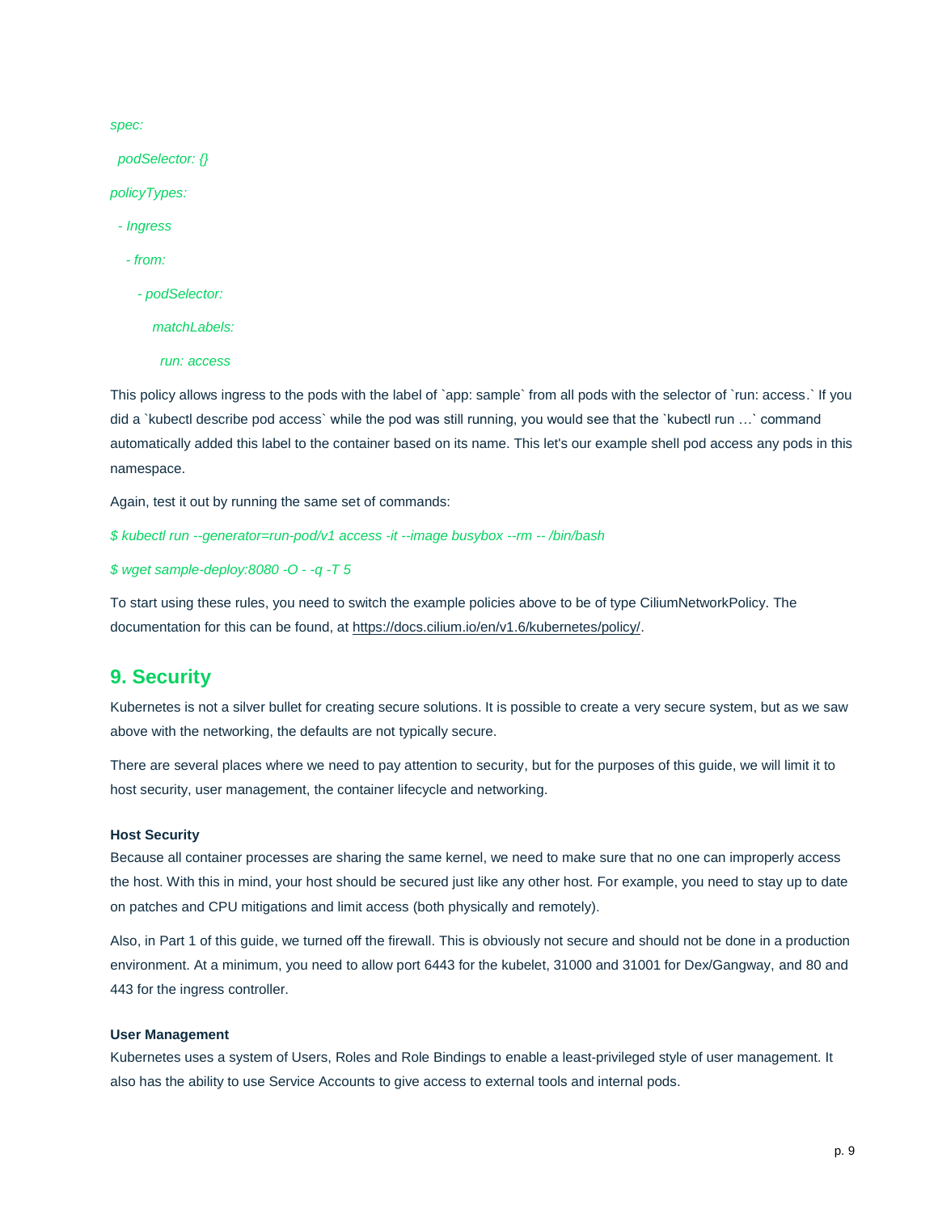```
spec:
  podSelector: {}
policyTypes:
  - Ingress
    - from:
       - podSelector:
           matchLabels:
             run: access
```

This policy allows ingress to the pods with the label of `app: sample` from all pods with the selector of `run: access.` If you did a `kubectl describe pod access` while the pod was still running, you would see that the `kubectl run …` command automatically added this label to the container based on its name. This let's our example shell pod access any pods in this namespace.

Again, test it out by running the same set of commands:

```
$ kubectl run --generator=run-pod/v1 access -it --image busybox --rm -- /bin/bash
$ wget sample-deploy:8080 -O - -q -T 5
```

To start using these rules, you need to switch the example policies above to be of type CiliumNetworkPolicy. The documentation for this can be found, at https://docs.cilium.io/en/v1.6/kubernetes/policy/.

## 9. Security

Kubernetes is not a silver bullet for creating secure solutions. It is possible to create a very secure system, but as we saw above with the networking, the defaults are not typically secure.

There are several places where we need to pay attention to security, but for the purposes of this guide, we will limit it to host security, user management, the container lifecycle and networking.

### Host Security

Because all container processes are sharing the same kernel, we need to make sure that no one can improperly access the host. With this in mind, your host should be secured just like any other host. For example, you need to stay up to date on patches and CPU mitigations and limit access (both physically and remotely).

Also, in Part 1 of this guide, we turned off the firewall. This is obviously not secure and should not be done in a production environment. At a minimum, you need to allow port 6443 for the kubelet, 31000 and 31001 for Dex/Gangway, and 80 and 443 for the ingress controller.

### User Management

Kubernetes uses a system of Users, Roles and Role Bindings to enable a least-privileged style of user management. It also has the ability to use Service Accounts to give access to external tools and internal pods.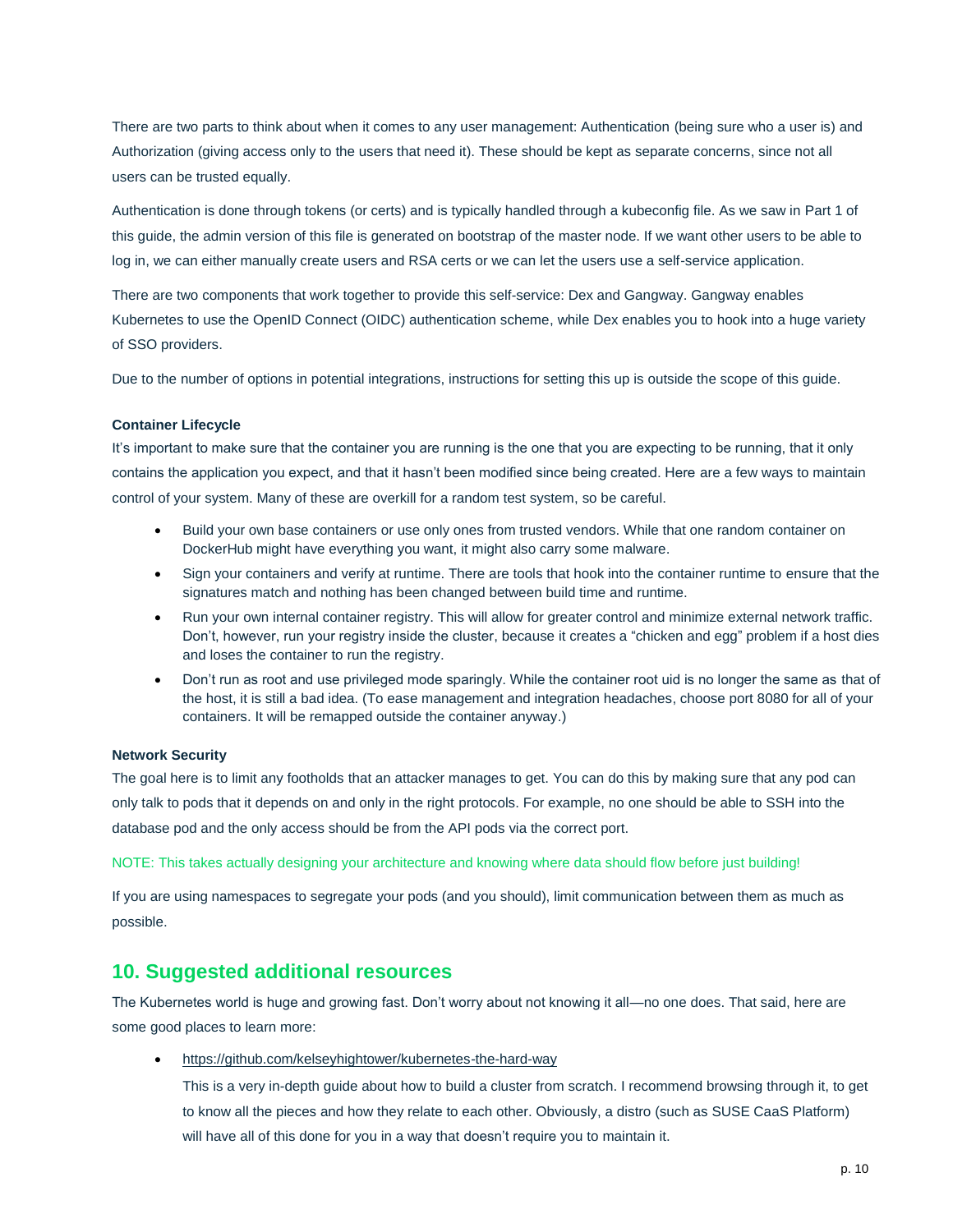There are two parts to think about when it comes to any user management: Authentication (being sure who a user is) and Authorization (giving access only to the users that need it). These should be kept as separate concerns, since not all users can be trusted equally.

Authentication is done through tokens (or certs) and is typically handled through a kubeconfig file. As we saw in Part 1 of this guide, the admin version of this file is generated on bootstrap of the master node. If we want other users to be able to log in, we can either manually create users and RSA certs or we can let the users use a self-service application.

There are two components that work together to provide this self-service: Dex and Gangway. Gangway enables Kubernetes to use the OpenID Connect (OIDC) authentication scheme, while Dex enables you to hook into a huge variety of SSO providers.

Due to the number of options in potential integrations, instructions for setting this up is outside the scope of this guide.

**Container Lifecycle**

It's important to make sure that the container you are running is the one that you are expecting to be running, that it only contains the application you expect, and that it hasn't been modified since being created. Here are a few ways to maintain control of your system. Many of these are overkill for a random test system, so be careful.

- Build your own base containers or use only ones from trusted vendors. While that one random container on DockerHub might have everything you want, it might also carry some malware.
- Sign your containers and verify at runtime. There are tools that hook into the container runtime to ensure that the signatures match and nothing has been changed between build time and runtime.
- Run your own internal container registry. This will allow for greater control and minimize external network traffic. Don't, however, run your registry inside the cluster, because it creates a "chicken and egg" problem if a host dies and loses the container to run the registry.
- Don't run as root and use privileged mode sparingly. While the container root uid is no longer the same as that of the host, it is still a bad idea. (To ease management and integration headaches, choose port 8080 for all of your containers. It will be remapped outside the container anyway.)

**Network Security**

The goal here is to limit any footholds that an attacker manages to get. You can do this by making sure that any pod can only talk to pods that it depends on and only in the right protocols. For example, no one should be able to SSH into the database pod and the only access should be from the API pods via the correct port.

NOTE: This takes actually designing your architecture and knowing where data should flow before just building!

If you are using namespaces to segregate your pods (and you should), limit communication between them as much as possible.

## 10. Suggested additional resources

The Kubernetes world is huge and growing fast. Don't worry about not knowing it all—no one does. That said, here are some good places to learn more:

- https://github.com/kelseyhightower/kubernetes-the-hard-way

  This is a very in-depth guide about how to build a cluster from scratch. I recommend browsing through it, to get to know all the pieces and how they relate to each other. Obviously, a distro (such as SUSE CaaS Platform) will have all of this done for you in a way that doesn't require you to maintain it.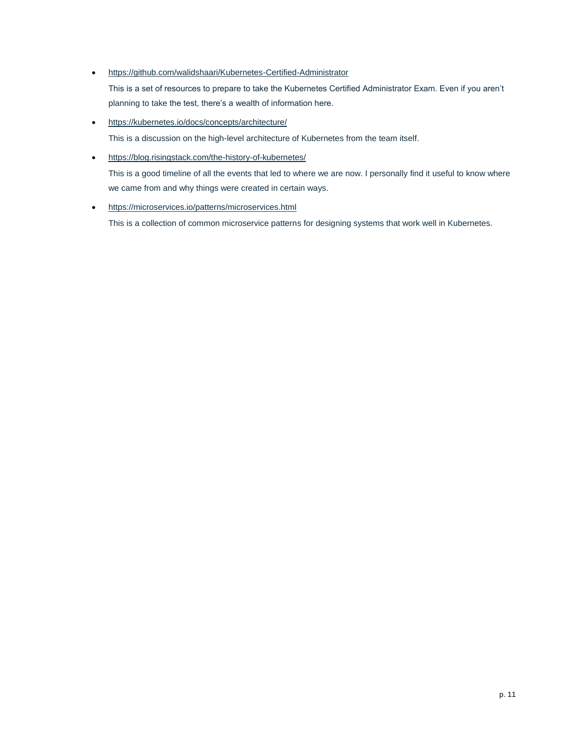- https://github.com/walidshaari/Kubernetes-Certified-Administrator

  This is a set of resources to prepare to take the Kubernetes Certified Administrator Exam. Even if you aren't planning to take the test, there's a wealth of information here.

- https://kubernetes.io/docs/concepts/architecture/

  This is a discussion on the high-level architecture of Kubernetes from the team itself.

- https://blog.risingstack.com/the-history-of-kubernetes/

  This is a good timeline of all the events that led to where we are now. I personally find it useful to know where we came from and why things were created in certain ways.

- https://microservices.io/patterns/microservices.html

  This is a collection of common microservice patterns for designing systems that work well in Kubernetes.